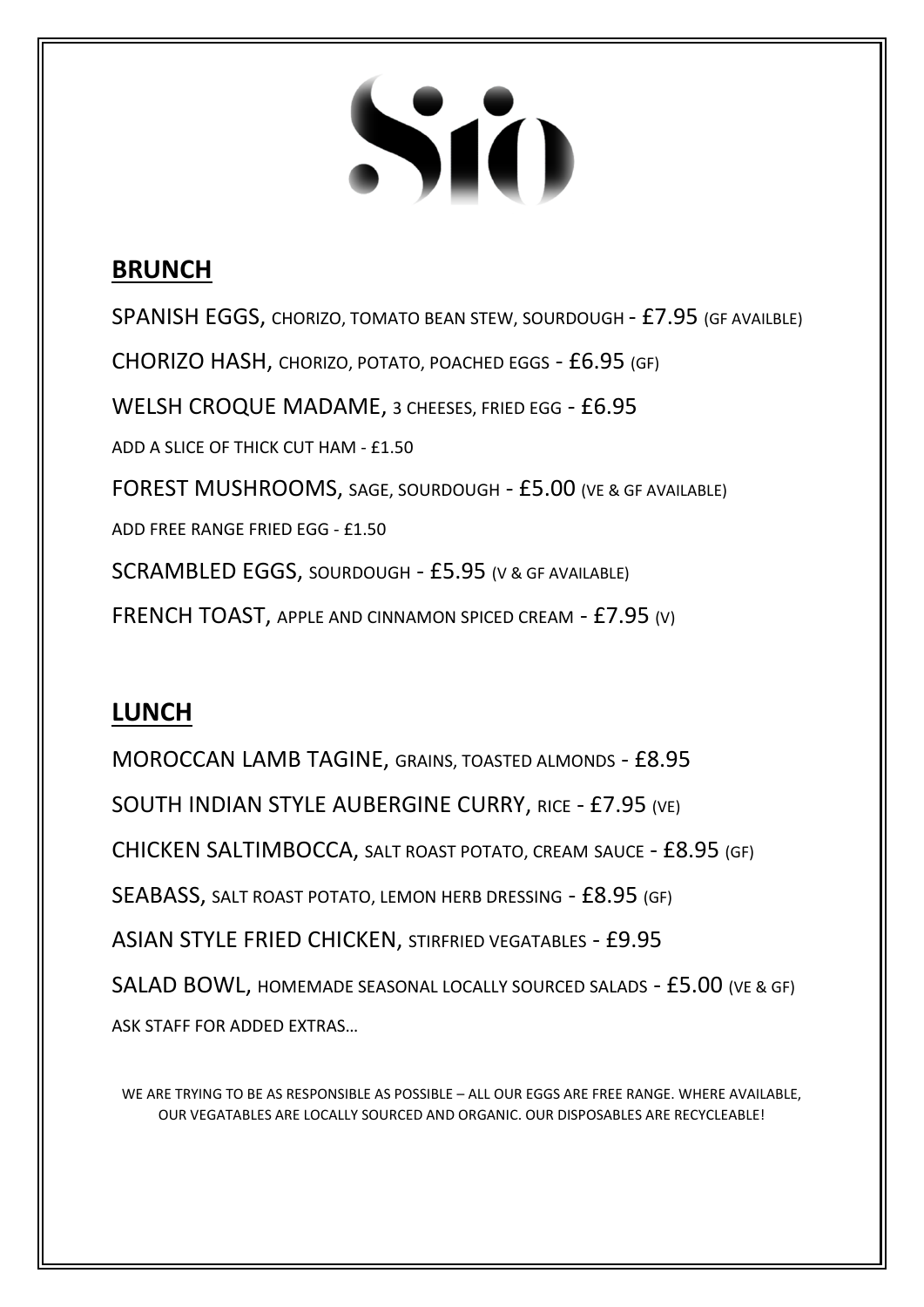# Sio

## BRUNCH

SPANISH EGGS, CHORIZO, TOMATO BEAN STEW, SOURDOUGH - £7.95 (GF AVAILBLE)

CHORIZO HASH, CHORIZO, POTATO, POACHED EGGS - £6.95 (GF)

WELSH CROQUE MADAME, 3 CHEESES, FRIED EGG - £6.95

ADD A SLICE OF THICK CUT HAM - £1.50

FOREST MUSHROOMS, SAGE, SOURDOUGH - £5.00 (VE & GF AVAILABLE)

ADD FREE RANGE FRIED EGG - £1.50

SCRAMBLED EGGS, SOURDOUGH - £5.95 (V & GF AVAILABLE)

FRENCH TOAST, APPLE AND CINNAMON SPICED CREAM - £7.95 (V)

## LUNCH

MOROCCAN LAMB TAGINE, GRAINS, TOASTED ALMONDS - £8.95

SOUTH INDIAN STYLE AUBERGINE CURRY, RICE - £7.95 (VE)

CHICKEN SALTIMBOCCA, SALT ROAST POTATO, CREAM SAUCE - £8.95 (GF)

SEABASS, SALT ROAST POTATO, LEMON HERB DRESSING - £8.95 (GF)

ASIAN STYLE FRIED CHICKEN, STIRFRIED VEGATABLES - £9.95

SALAD BOWL, HOMEMADE SEASONAL LOCALLY SOURCED SALADS - £5.00 (VE & GF)

ASK STAFF FOR ADDED EXTRAS…

WE ARE TRYING TO BE AS RESPONSIBLE AS POSSIBLE – ALL OUR EGGS ARE FREE RANGE. WHERE AVAILABLE, OUR VEGATABLES ARE LOCALLY SOURCED AND ORGANIC. OUR DISPOSABLES ARE RECYCLEABLE!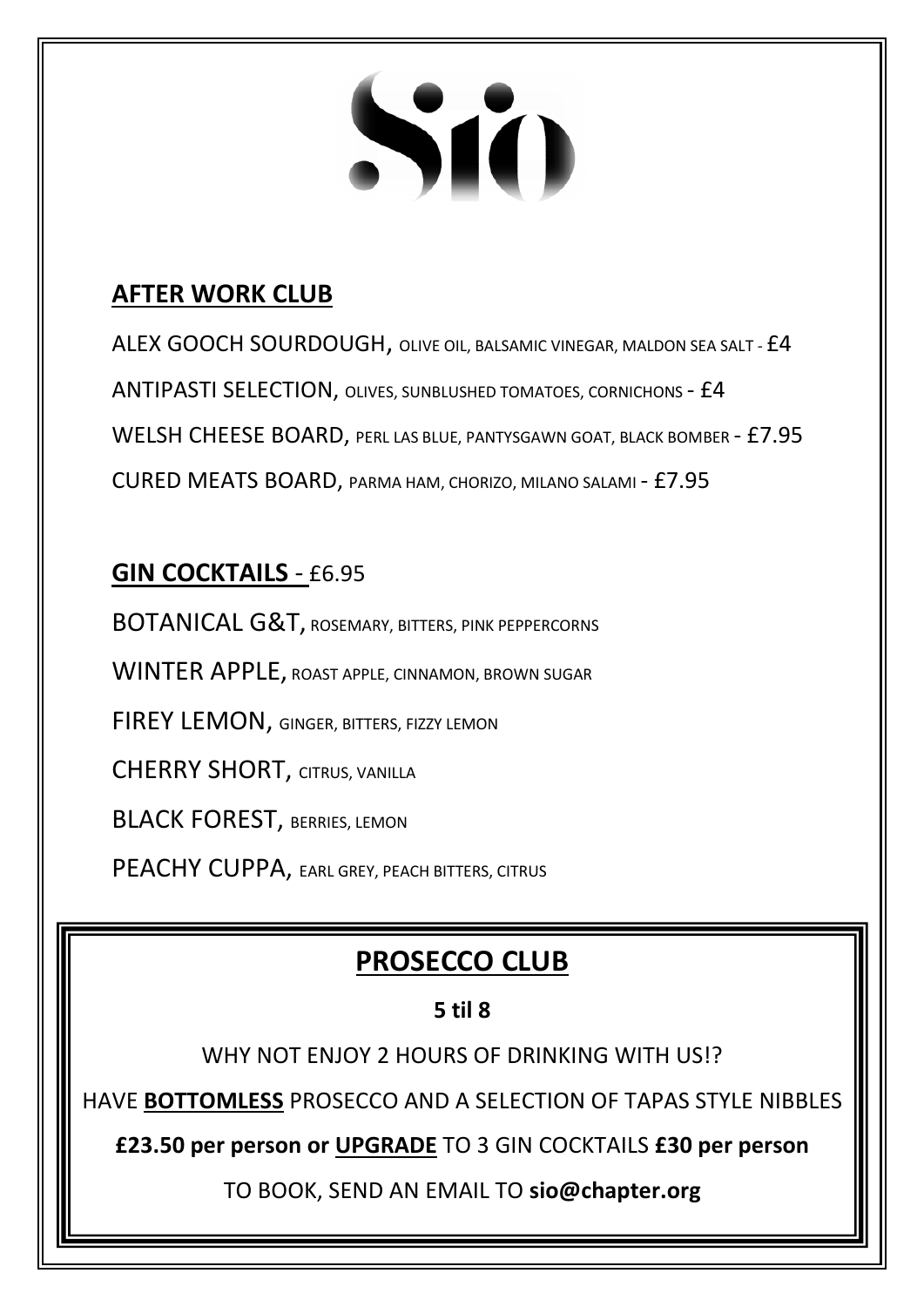# Sio

## AFTER WORK CLUB

ALEX GOOCH SOURDOUGH, OLIVE OIL, BALSAMIC VINEGAR, MALDON SEA SALT - £4

ANTIPASTI SELECTION, OLIVES, SUNBLUSHED TOMATOES, CORNICHONS - £4

WELSH CHEESE BOARD, PERL LAS BLUE, PANTYSGAWN GOAT, BLACK BOMBER - £7.95

CURED MEATS BOARD, PARMA HAM, CHORIZO, MILANO SALAMI - £7.95

## GIN COCKTAILS - £6.95

BOTANICAL G&T, ROSEMARY, BITTERS, PINK PEPPERCORNS

WINTER APPLE, ROAST APPLE, CINNAMON, BROWN SUGAR

FIREY LEMON, GINGER, BITTERS, FIZZY LEMON

CHERRY SHORT, CITRUS, VANILLA

BLACK FOREST, BERRIES, LEMON

PEACHY CUPPA, EARL GREY, PEACH BITTERS, CITRUS

## PROSECCO CLUB

**5 til 8**

WHY NOT ENJOY 2 HOURS OF DRINKING WITH US!?

HAVE **BOTTOMLESS** PROSECCO AND A SELECTION OF TAPAS STYLE NIBBLES

**£23.50 per person or UPGRADE** TO 3 GIN COCKTAILS **£30 per person**

TO BOOK, SEND AN EMAIL TO **sio@chapter.org**